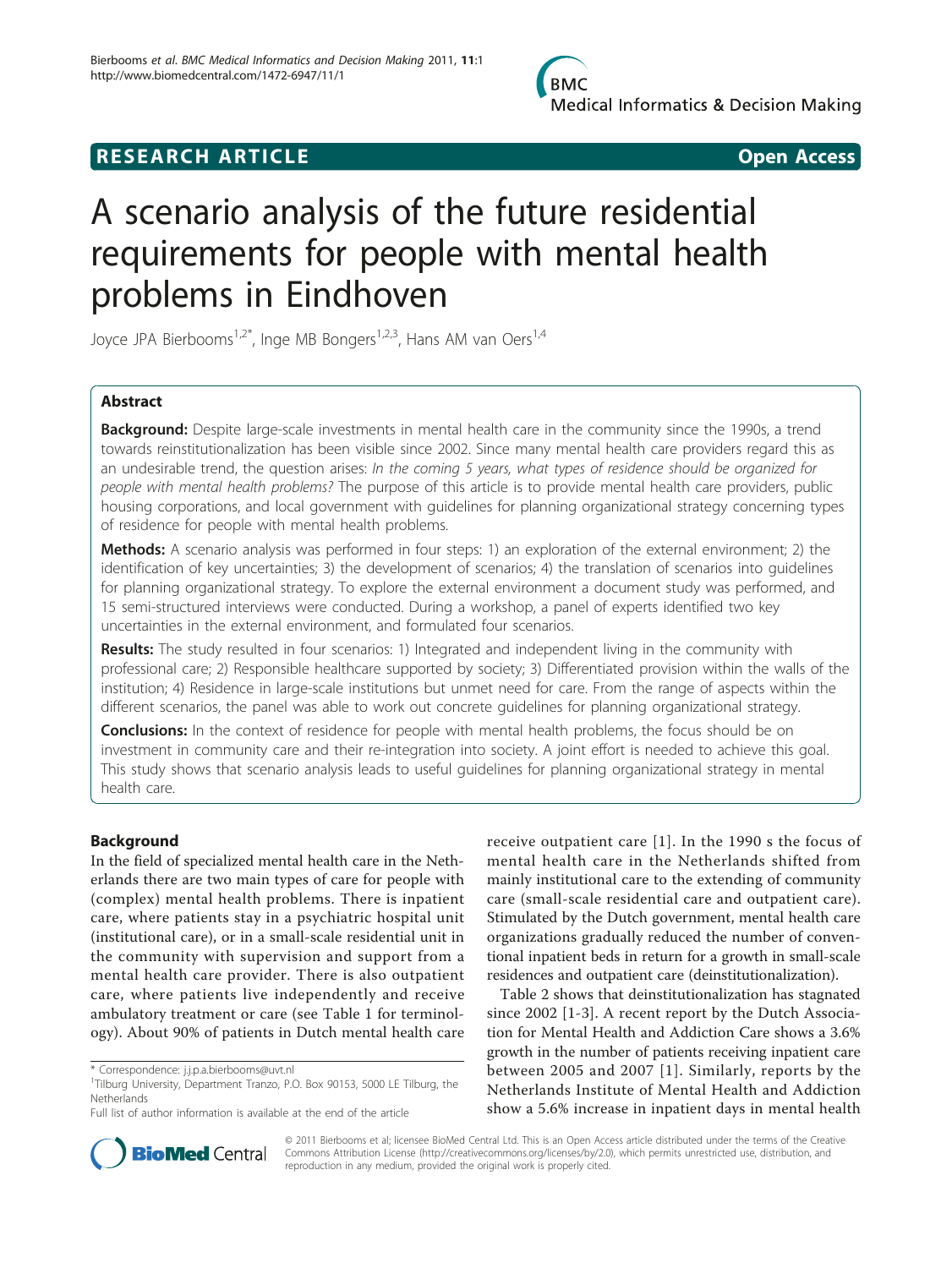RESEARCH ARTICLE Open Access

# A scenario analysis of the future residential requirements for people with mental health problems in Eindhoven

Joyce JPA Bierbooms[1,2*], Inge MB Bongers[1,2,3], Hans AM van Oers[1,4]

## Abstract

**Background:** Despite large-scale investments in mental health care in the community since the 1990s, a trend towards reinstitutionalization has been visible since 2002. Since many mental health care providers regard this as an undesirable trend, the question arises: *In the coming 5 years, what types of residence should be organized for people with mental health problems?* The purpose of this article is to provide mental health care providers, public housing corporations, and local government with guidelines for planning organizational strategy concerning types of residence for people with mental health problems.

**Methods:** A scenario analysis was performed in four steps: 1) an exploration of the external environment; 2) the identification of key uncertainties; 3) the development of scenarios; 4) the translation of scenarios into guidelines for planning organizational strategy. To explore the external environment a document study was performed, and 15 semi-structured interviews were conducted. During a workshop, a panel of experts identified two key uncertainties in the external environment, and formulated four scenarios.

**Results:** The study resulted in four scenarios: 1) Integrated and independent living in the community with professional care; 2) Responsible healthcare supported by society; 3) Differentiated provision within the walls of the institution; 4) Residence in large-scale institutions but unmet need for care. From the range of aspects within the different scenarios, the panel was able to work out concrete guidelines for planning organizational strategy.

**Conclusions:** In the context of residence for people with mental health problems, the focus should be on investment in community care and their re-integration into society. A joint effort is needed to achieve this goal. This study shows that scenario analysis leads to useful guidelines for planning organizational strategy in mental health care.

## Background

In the field of specialized mental health care in the Netherlands there are two main types of care for people with (complex) mental health problems. There is inpatient care, where patients stay in a psychiatric hospital unit (institutional care), or in a small-scale residential unit in the community with supervision and support from a mental health care provider. There is also outpatient care, where patients live independently and receive ambulatory treatment or care (see Table 1 for terminology). About 90% of patients in Dutch mental health care receive outpatient care [1]. In the 1990 s the focus of mental health care in the Netherlands shifted from mainly institutional care to the extending of community care (small-scale residential care and outpatient care). Stimulated by the Dutch government, mental health care organizations gradually reduced the number of conventional inpatient beds in return for a growth in small-scale residences and outpatient care (deinstitutionalization).

Table 2 shows that deinstitutionalization has stagnated since 2002 [1-3]. A recent report by the Dutch Association for Mental Health and Addiction Care shows a 3.6% growth in the number of patients receiving inpatient care between 2005 and 2007 [1]. Similarly, reports by the Netherlands Institute of Mental Health and Addiction show a 5.6% increase in inpatient days in mental health

\* Correspondence: j.j.p.a.bierbooms@uvt.nl
[1]Tilburg University, Department Tranzo, P.O. Box 90153, 5000 LE Tilburg, the Netherlands
Full list of author information is available at the end of the article

© 2011 Bierbooms et al; licensee BioMed Central Ltd. This is an Open Access article distributed under the terms of the Creative Commons Attribution License (http://creativecommons.org/licenses/by/2.0), which permits unrestricted use, distribution, and reproduction in any medium, provided the original work is properly cited.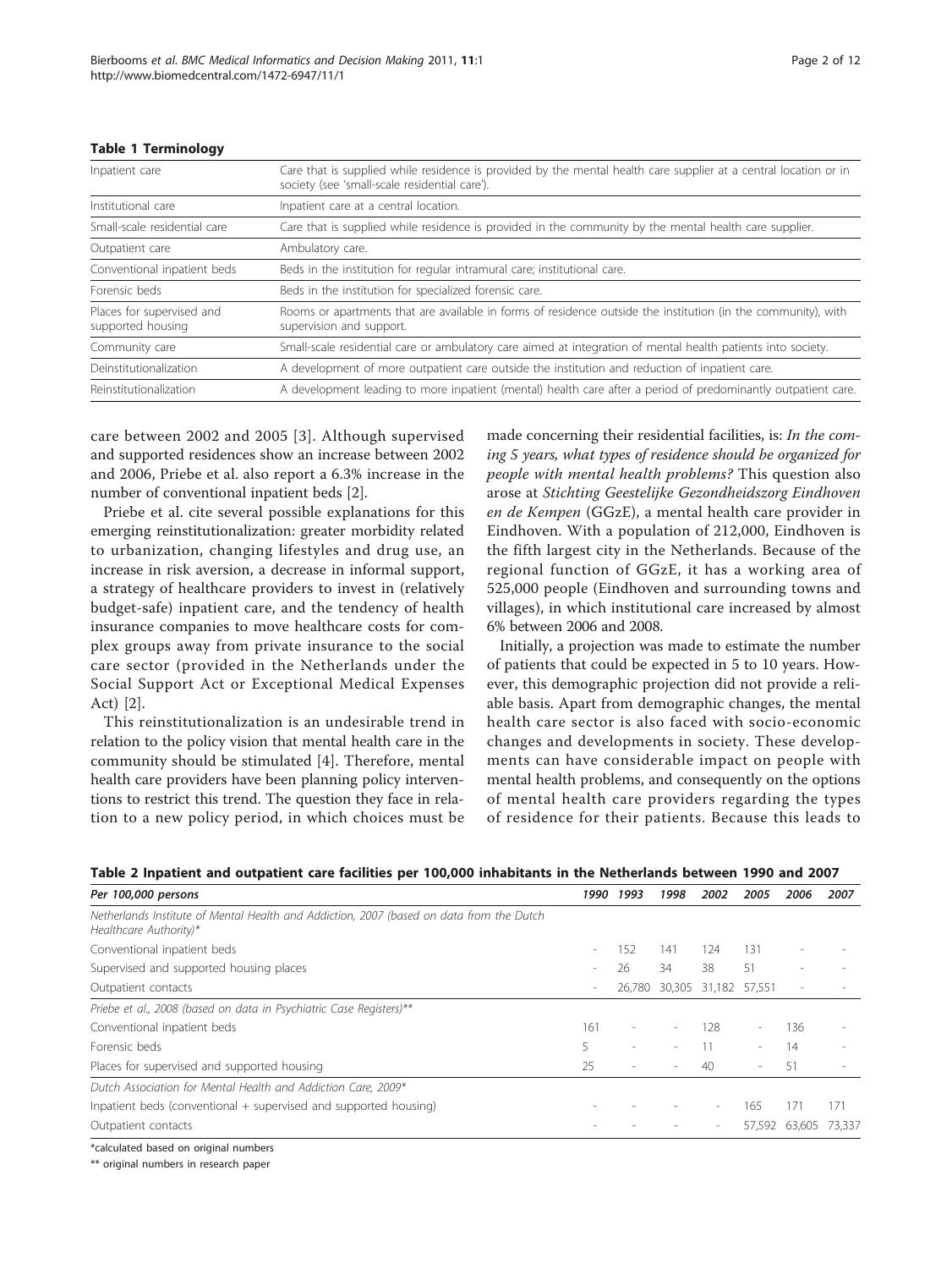**Table 1 Terminology**

| Term | Definition |
|---|---|
| Inpatient care | Care that is supplied while residence is provided by the mental health care supplier at a central location or in society (see 'small-scale residential care'). |
| Institutional care | Inpatient care at a central location. |
| Small-scale residential care | Care that is supplied while residence is provided in the community by the mental health care supplier. |
| Outpatient care | Ambulatory care. |
| Conventional inpatient beds | Beds in the institution for regular intramural care; institutional care. |
| Forensic beds | Beds in the institution for specialized forensic care. |
| Places for supervised and supported housing | Rooms or apartments that are available in forms of residence outside the institution (in the community), with supervision and support. |
| Community care | Small-scale residential care or ambulatory care aimed at integration of mental health patients into society. |
| Deinstitutionalization | A development of more outpatient care outside the institution and reduction of inpatient care. |
| Reinstitutionalization | A development leading to more inpatient (mental) health care after a period of predominantly outpatient care. |

care between 2002 and 2005 [3]. Although supervised and supported residences show an increase between 2002 and 2006, Priebe et al. also report a 6.3% increase in the number of conventional inpatient beds [2].

Priebe et al. cite several possible explanations for this emerging reinstitutionalization: greater morbidity related to urbanization, changing lifestyles and drug use, an increase in risk aversion, a decrease in informal support, a strategy of healthcare providers to invest in (relatively budget-safe) inpatient care, and the tendency of health insurance companies to move healthcare costs for complex groups away from private insurance to the social care sector (provided in the Netherlands under the Social Support Act or Exceptional Medical Expenses Act) [2].

This reinstitutionalization is an undesirable trend in relation to the policy vision that mental health care in the community should be stimulated [4]. Therefore, mental health care providers have been planning policy interventions to restrict this trend. The question they face in relation to a new policy period, in which choices must be made concerning their residential facilities, is: *In the coming 5 years, what types of residence should be organized for people with mental health problems?* This question also arose at *Stichting Geestelijke Gezondheidszorg Eindhoven en de Kempen* (GGzE), a mental health care provider in Eindhoven. With a population of 212,000, Eindhoven is the fifth largest city in the Netherlands. Because of the regional function of GGzE, it has a working area of 525,000 people (Eindhoven and surrounding towns and villages), in which institutional care increased by almost 6% between 2006 and 2008.

Initially, a projection was made to estimate the number of patients that could be expected in 5 to 10 years. However, this demographic projection did not provide a reliable basis. Apart from demographic changes, the mental health care sector is also faced with socio-economic changes and developments in society. These developments can have considerable impact on people with mental health problems, and consequently on the options of mental health care providers regarding the types of residence for their patients. Because this leads to

**Table 2 Inpatient and outpatient care facilities per 100,000 inhabitants in the Netherlands between 1990 and 2007**

| *Per 100,000 persons* | *1990* | *1993* | *1998* | *2002* | *2005* | *2006* | *2007* |
|---|---|---|---|---|---|---|---|
| *Netherlands Institute of Mental Health and Addiction, 2007 (based on data from the Dutch Healthcare Authority)** | | | | | | | |
| Conventional inpatient beds | - | 152 | 141 | 124 | 131 | - | - |
| Supervised and supported housing places | - | 26 | 34 | 38 | 51 | - | - |
| Outpatient contacts | - | 26,780 | 30,305 | 31,182 | 57,551 | - | - |
| *Priebe et al., 2008 (based on data in Psychiatric Case Registers)*** | | | | | | | |
| Conventional inpatient beds | 161 | - | - | 128 | - | 136 | - |
| Forensic beds | 5 | - | - | 11 | - | 14 | - |
| Places for supervised and supported housing | 25 | - | - | 40 | - | 51 | - |
| *Dutch Association for Mental Health and Addiction Care, 2009** | | | | | | | |
| Inpatient beds (conventional + supervised and supported housing) | - | - | - | - | 165 | 171 | 171 |
| Outpatient contacts | - | - | - | - | 57,592 | 63,605 | 73,337 |

*calculated based on original numbers

** original numbers in research paper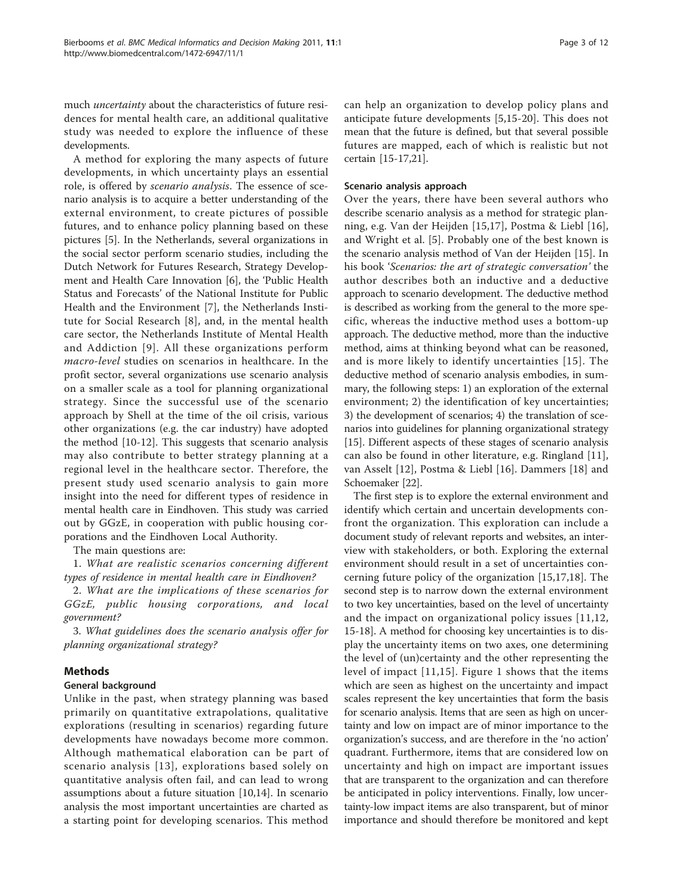much *uncertainty* about the characteristics of future residences for mental health care, an additional qualitative study was needed to explore the influence of these developments.

A method for exploring the many aspects of future developments, in which uncertainty plays an essential role, is offered by *scenario analysis*. The essence of scenario analysis is to acquire a better understanding of the external environment, to create pictures of possible futures, and to enhance policy planning based on these pictures [5]. In the Netherlands, several organizations in the social sector perform scenario studies, including the Dutch Network for Futures Research, Strategy Development and Health Care Innovation [6], the 'Public Health Status and Forecasts' of the National Institute for Public Health and the Environment [7], the Netherlands Institute for Social Research [8], and, in the mental health care sector, the Netherlands Institute of Mental Health and Addiction [9]. All these organizations perform *macro-level* studies on scenarios in healthcare. In the profit sector, several organizations use scenario analysis on a smaller scale as a tool for planning organizational strategy. Since the successful use of the scenario approach by Shell at the time of the oil crisis, various other organizations (e.g. the car industry) have adopted the method [10-12]. This suggests that scenario analysis may also contribute to better strategy planning at a regional level in the healthcare sector. Therefore, the present study used scenario analysis to gain more insight into the need for different types of residence in mental health care in Eindhoven. This study was carried out by GGzE, in cooperation with public housing corporations and the Eindhoven Local Authority.

The main questions are:

1. *What are realistic scenarios concerning different types of residence in mental health care in Eindhoven?*

2. *What are the implications of these scenarios for GGzE, public housing corporations, and local government?*

3. *What guidelines does the scenario analysis offer for planning organizational strategy?*

## Methods

### General background

Unlike in the past, when strategy planning was based primarily on quantitative extrapolations, qualitative explorations (resulting in scenarios) regarding future developments have nowadays become more common. Although mathematical elaboration can be part of scenario analysis [13], explorations based solely on quantitative analysis often fail, and can lead to wrong assumptions about a future situation [10,14]. In scenario analysis the most important uncertainties are charted as a starting point for developing scenarios. This method can help an organization to develop policy plans and anticipate future developments [5,15-20]. This does not mean that the future is defined, but that several possible futures are mapped, each of which is realistic but not certain [15-17,21].

### Scenario analysis approach

Over the years, there have been several authors who describe scenario analysis as a method for strategic planning, e.g. Van der Heijden [15,17], Postma & Liebl [16], and Wright et al. [5]. Probably one of the best known is the scenario analysis method of Van der Heijden [15]. In his book *'Scenarios: the art of strategic conversation'* the author describes both an inductive and a deductive approach to scenario development. The deductive method is described as working from the general to the more specific, whereas the inductive method uses a bottom-up approach. The deductive method, more than the inductive method, aims at thinking beyond what can be reasoned, and is more likely to identify uncertainties [15]. The deductive method of scenario analysis embodies, in summary, the following steps: 1) an exploration of the external environment; 2) the identification of key uncertainties; 3) the development of scenarios; 4) the translation of scenarios into guidelines for planning organizational strategy [15]. Different aspects of these stages of scenario analysis can also be found in other literature, e.g. Ringland [11], van Asselt [12], Postma & Liebl [16]. Dammers [18] and Schoemaker [22].

The first step is to explore the external environment and identify which certain and uncertain developments confront the organization. This exploration can include a document study of relevant reports and websites, an interview with stakeholders, or both. Exploring the external environment should result in a set of uncertainties concerning future policy of the organization [15,17,18]. The second step is to narrow down the external environment to two key uncertainties, based on the level of uncertainty and the impact on organizational policy issues [11,12, 15-18]. A method for choosing key uncertainties is to display the uncertainty items on two axes, one determining the level of (un)certainty and the other representing the level of impact [11,15]. Figure 1 shows that the items which are seen as highest on the uncertainty and impact scales represent the key uncertainties that form the basis for scenario analysis. Items that are seen as high on uncertainty and low on impact are of minor importance to the organization's success, and are therefore in the 'no action' quadrant. Furthermore, items that are considered low on uncertainty and high on impact are important issues that are transparent to the organization and can therefore be anticipated in policy interventions. Finally, low uncertainty-low impact items are also transparent, but of minor importance and should therefore be monitored and kept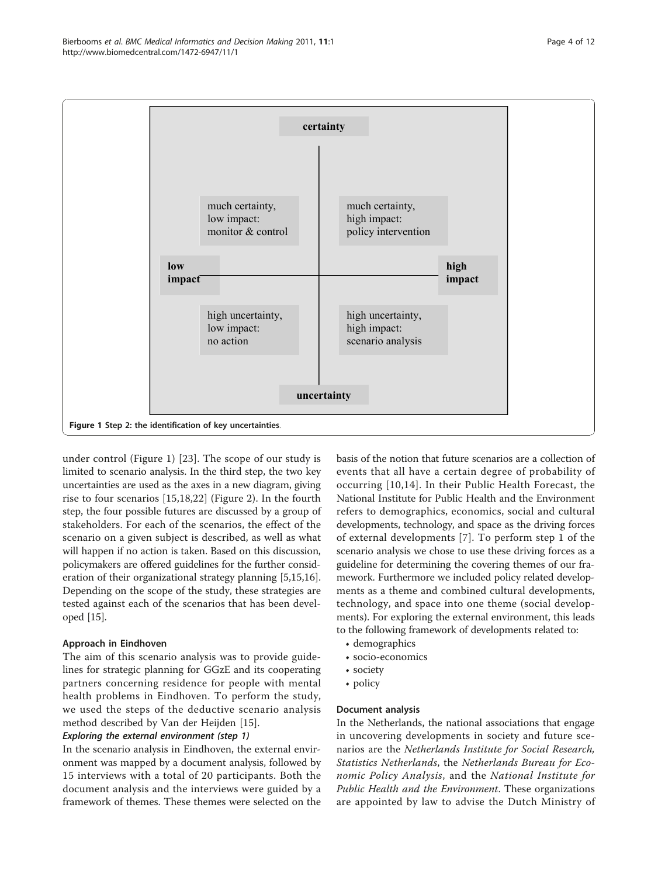certainty

| much certainty, low impact: monitor & control | much certainty, high impact: policy intervention |
| --- | --- |
| high uncertainty, low impact: no action | high uncertainty, high impact: scenario analysis |

low impact — high impact

uncertainty

**Figure 1** Step 2: the identification of key uncertainties.

under control (Figure 1) [23]. The scope of our study is limited to scenario analysis. In the third step, the two key uncertainties are used as the axes in a new diagram, giving rise to four scenarios [15,18,22] (Figure 2). In the fourth step, the four possible futures are discussed by a group of stakeholders. For each of the scenarios, the effect of the scenario on a given subject is described, as well as what will happen if no action is taken. Based on this discussion, policymakers are offered guidelines for the further consideration of their organizational strategy planning [5,15,16]. Depending on the scope of the study, these strategies are tested against each of the scenarios that has been developed [15].

### Approach in Eindhoven

The aim of this scenario analysis was to provide guidelines for strategic planning for GGzE and its cooperating partners concerning residence for people with mental health problems in Eindhoven. To perform the study, we used the steps of the deductive scenario analysis method described by Van der Heijden [15].

#### *Exploring the external environment (step 1)*

In the scenario analysis in Eindhoven, the external environment was mapped by a document analysis, followed by 15 interviews with a total of 20 participants. Both the document analysis and the interviews were guided by a framework of themes. These themes were selected on the basis of the notion that future scenarios are a collection of events that all have a certain degree of probability of occurring [10,14]. In their Public Health Forecast, the National Institute for Public Health and the Environment refers to demographics, economics, social and cultural developments, technology, and space as the driving forces of external developments [7]. To perform step 1 of the scenario analysis we chose to use these driving forces as a guideline for determining the covering themes of our framework. Furthermore we included policy related developments as a theme and combined cultural developments, technology, and space into one theme (social developments). For exploring the external environment, this leads to the following framework of developments related to:

- demographics
- socio-economics
- society
- policy

### Document analysis

In the Netherlands, the national associations that engage in uncovering developments in society and future scenarios are the *Netherlands Institute for Social Research*, *Statistics Netherlands*, the *Netherlands Bureau for Economic Policy Analysis*, and the *National Institute for Public Health and the Environment*. These organizations are appointed by law to advise the Dutch Ministry of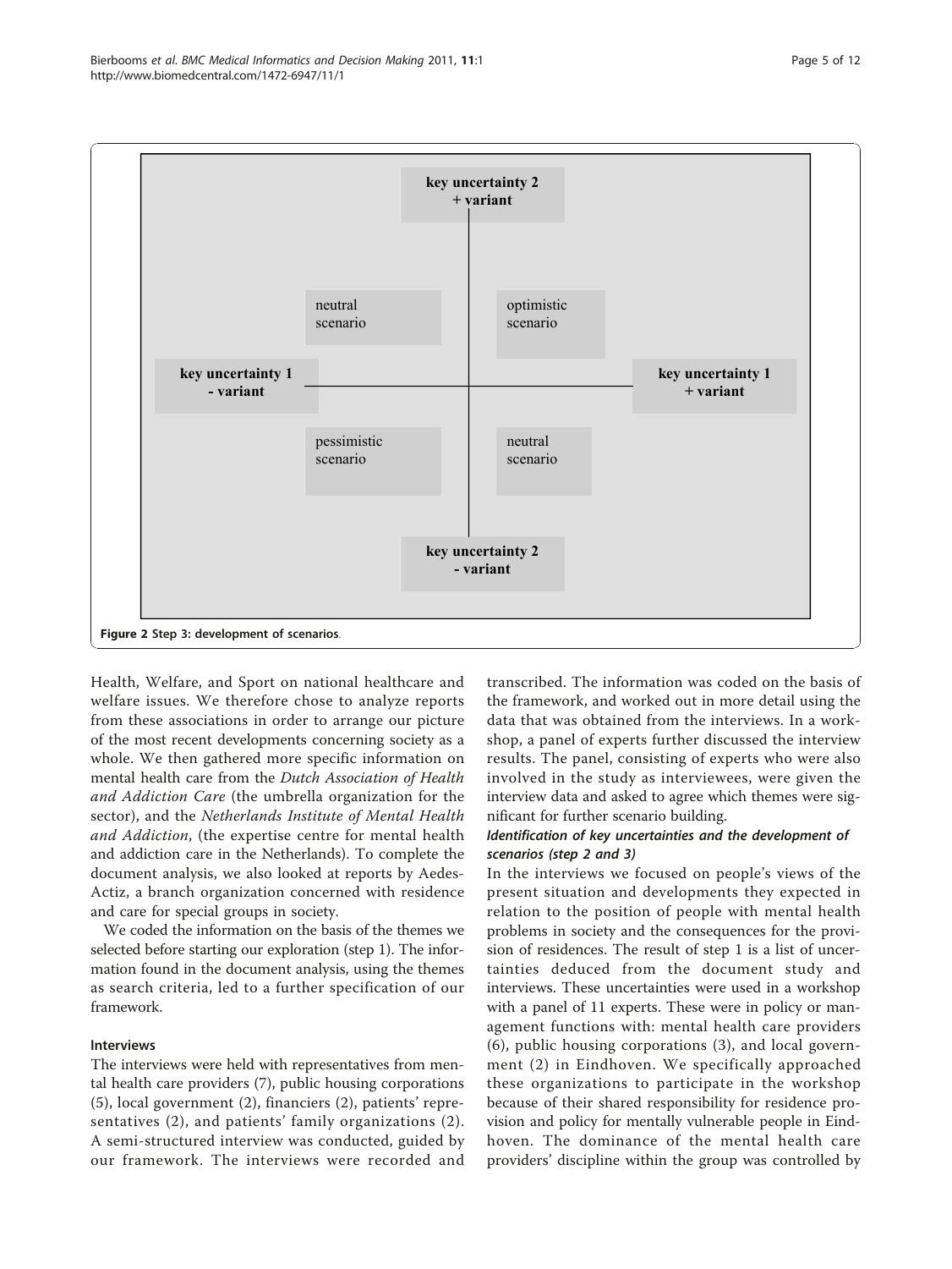Figure 2 Step 3: development of scenarios.

Health, Welfare, and Sport on national healthcare and welfare issues. We therefore chose to analyze reports from these associations in order to arrange our picture of the most recent developments concerning society as a whole. We then gathered more specific information on mental health care from the *Dutch Association of Health and Addiction Care* (the umbrella organization for the sector), and the *Netherlands Institute of Mental Health and Addiction*, (the expertise centre for mental health and addiction care in the Netherlands). To complete the document analysis, we also looked at reports by Aedes-Actiz, a branch organization concerned with residence and care for special groups in society.

We coded the information on the basis of the themes we selected before starting our exploration (step 1). The information found in the document analysis, using the themes as search criteria, led to a further specification of our framework.

#### Interviews

The interviews were held with representatives from mental health care providers (7), public housing corporations (5), local government (2), financiers (2), patients' representatives (2), and patients' family organizations (2). A semi-structured interview was conducted, guided by our framework. The interviews were recorded and transcribed. The information was coded on the basis of the framework, and worked out in more detail using the data that was obtained from the interviews. In a workshop, a panel of experts further discussed the interview results. The panel, consisting of experts who were also involved in the study as interviewees, were given the interview data and asked to agree which themes were significant for further scenario building.

#### *Identification of key uncertainties and the development of scenarios (step 2 and 3)*

In the interviews we focused on people's views of the present situation and developments they expected in relation to the position of people with mental health problems in society and the consequences for the provision of residences. The result of step 1 is a list of uncertainties deduced from the document study and interviews. These uncertainties were used in a workshop with a panel of 11 experts. These were in policy or management functions with: mental health care providers (6), public housing corporations (3), and local government (2) in Eindhoven. We specifically approached these organizations to participate in the workshop because of their shared responsibility for residence provision and policy for mentally vulnerable people in Eindhoven. The dominance of the mental health care providers' discipline within the group was controlled by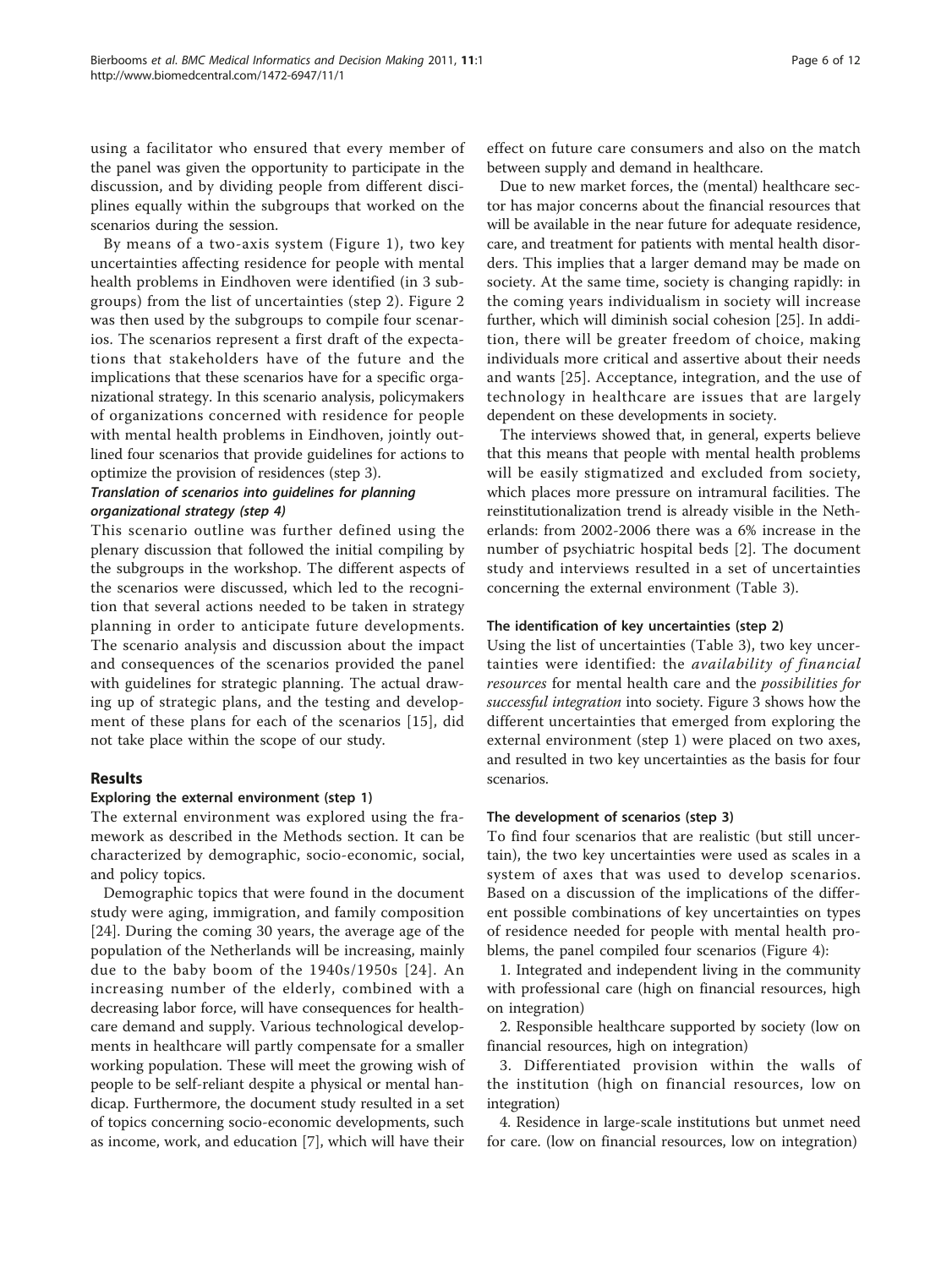using a facilitator who ensured that every member of the panel was given the opportunity to participate in the discussion, and by dividing people from different disciplines equally within the subgroups that worked on the scenarios during the session.

By means of a two-axis system (Figure 1), two key uncertainties affecting residence for people with mental health problems in Eindhoven were identified (in 3 subgroups) from the list of uncertainties (step 2). Figure 2 was then used by the subgroups to compile four scenarios. The scenarios represent a first draft of the expectations that stakeholders have of the future and the implications that these scenarios have for a specific organizational strategy. In this scenario analysis, policymakers of organizations concerned with residence for people with mental health problems in Eindhoven, jointly outlined four scenarios that provide guidelines for actions to optimize the provision of residences (step 3).

#### *Translation of scenarios into guidelines for planning organizational strategy (step 4)*

This scenario outline was further defined using the plenary discussion that followed the initial compiling by the subgroups in the workshop. The different aspects of the scenarios were discussed, which led to the recognition that several actions needed to be taken in strategy planning in order to anticipate future developments. The scenario analysis and discussion about the impact and consequences of the scenarios provided the panel with guidelines for strategic planning. The actual drawing up of strategic plans, and the testing and development of these plans for each of the scenarios [15], did not take place within the scope of our study.

## Results

### Exploring the external environment (step 1)

The external environment was explored using the framework as described in the Methods section. It can be characterized by demographic, socio-economic, social, and policy topics.

Demographic topics that were found in the document study were aging, immigration, and family composition [24]. During the coming 30 years, the average age of the population of the Netherlands will be increasing, mainly due to the baby boom of the 1940s/1950s [24]. An increasing number of the elderly, combined with a decreasing labor force, will have consequences for healthcare demand and supply. Various technological developments in healthcare will partly compensate for a smaller working population. These will meet the growing wish of people to be self-reliant despite a physical or mental handicap. Furthermore, the document study resulted in a set of topics concerning socio-economic developments, such as income, work, and education [7], which will have their effect on future care consumers and also on the match between supply and demand in healthcare.

Due to new market forces, the (mental) healthcare sector has major concerns about the financial resources that will be available in the near future for adequate residence, care, and treatment for patients with mental health disorders. This implies that a larger demand may be made on society. At the same time, society is changing rapidly: in the coming years individualism in society will increase further, which will diminish social cohesion [25]. In addition, there will be greater freedom of choice, making individuals more critical and assertive about their needs and wants [25]. Acceptance, integration, and the use of technology in healthcare are issues that are largely dependent on these developments in society.

The interviews showed that, in general, experts believe that this means that people with mental health problems will be easily stigmatized and excluded from society, which places more pressure on intramural facilities. The reinstitutionalization trend is already visible in the Netherlands: from 2002-2006 there was a 6% increase in the number of psychiatric hospital beds [2]. The document study and interviews resulted in a set of uncertainties concerning the external environment (Table 3).

### The identification of key uncertainties (step 2)

Using the list of uncertainties (Table 3), two key uncertainties were identified: the *availability of financial resources* for mental health care and the *possibilities for successful integration* into society. Figure 3 shows how the different uncertainties that emerged from exploring the external environment (step 1) were placed on two axes, and resulted in two key uncertainties as the basis for four scenarios.

### The development of scenarios (step 3)

To find four scenarios that are realistic (but still uncertain), the two key uncertainties were used as scales in a system of axes that was used to develop scenarios. Based on a discussion of the implications of the different possible combinations of key uncertainties on types of residence needed for people with mental health problems, the panel compiled four scenarios (Figure 4):

1. Integrated and independent living in the community with professional care (high on financial resources, high on integration)

2. Responsible healthcare supported by society (low on financial resources, high on integration)

3. Differentiated provision within the walls of the institution (high on financial resources, low on integration)

4. Residence in large-scale institutions but unmet need for care. (low on financial resources, low on integration)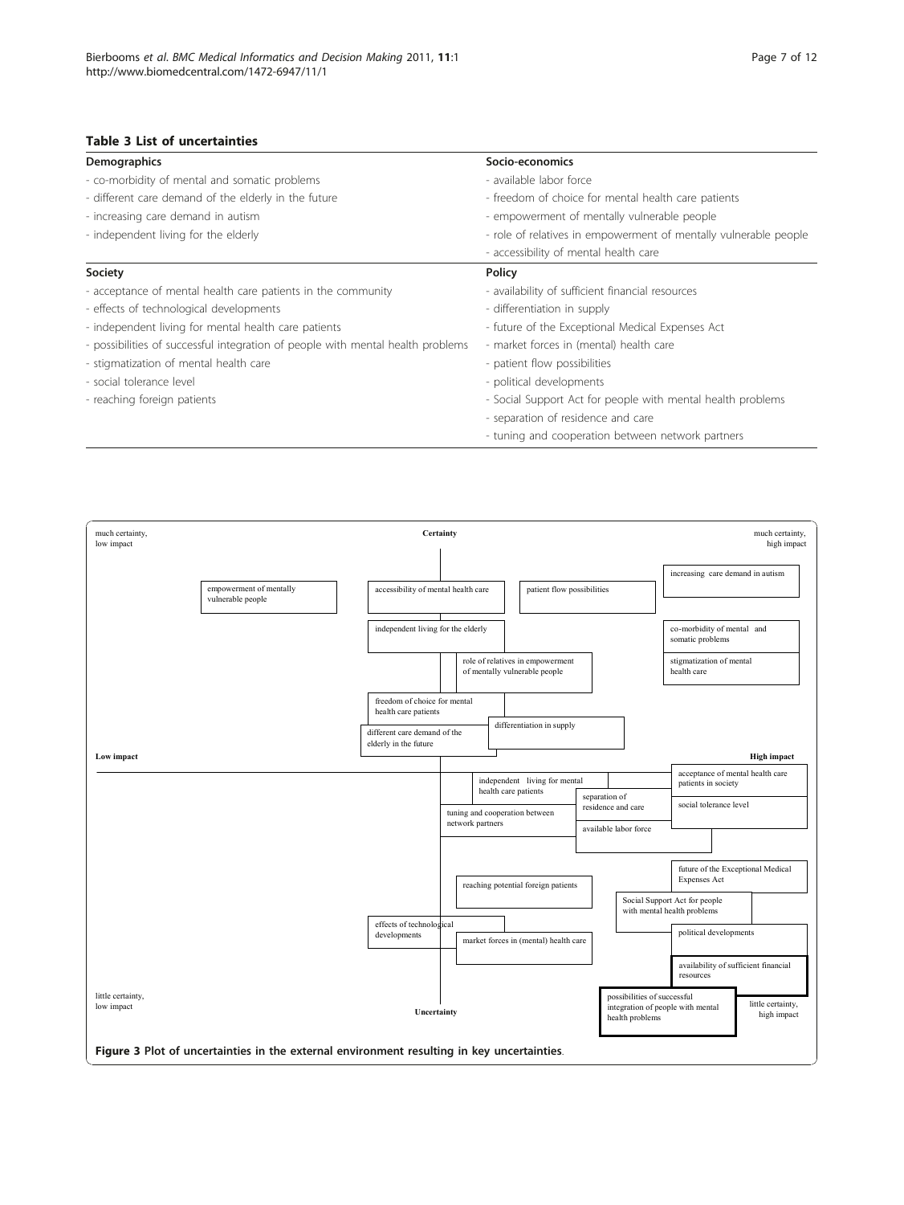**Table 3 List of uncertainties**

| Demographics | Socio-economics |
| --- | --- |
| - co-morbidity of mental and somatic problems | - available labor force |
| - different care demand of the elderly in the future | - freedom of choice for mental health care patients |
| - increasing care demand in autism | - empowerment of mentally vulnerable people |
| - independent living for the elderly | - role of relatives in empowerment of mentally vulnerable people |
| | - accessibility of mental health care |
| **Society** | **Policy** |
| - acceptance of mental health care patients in the community | - availability of sufficient financial resources |
| - effects of technological developments | - differentiation in supply |
| - independent living for mental health care patients | - future of the Exceptional Medical Expenses Act |
| - possibilities of successful integration of people with mental health problems | - market forces in (mental) health care |
| - stigmatization of mental health care | - patient flow possibilities |
| - social tolerance level | - political developments |
| - reaching foreign patients | - Social Support Act for people with mental health problems |
| | - separation of residence and care |
| | - tuning and cooperation between network partners |

**Figure 3 Plot of uncertainties in the external environment resulting in key uncertainties.**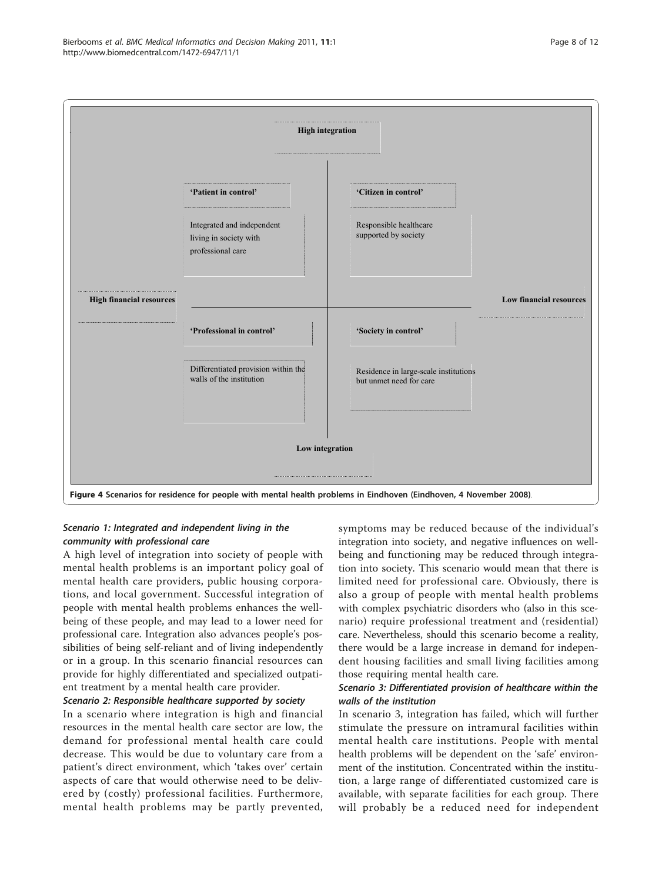High integration

'Patient in control'

Integrated and independent living in society with professional care

'Citizen in control'

Responsible healthcare supported by society

High financial resources

Low financial resources

'Professional in control'

Differentiated provision within the walls of the institution

'Society in control'

Residence in large-scale institutions but unmet need for care

Low integration

**Figure 4** Scenarios for residence for people with mental health problems in Eindhoven (Eindhoven, 4 November 2008).

### *Scenario 1: Integrated and independent living in the community with professional care*

A high level of integration into society of people with mental health problems is an important policy goal of mental health care providers, public housing corporations, and local government. Successful integration of people with mental health problems enhances the well-being of these people, and may lead to a lower need for professional care. Integration also advances people's possibilities of being self-reliant and of living independently or in a group. In this scenario financial resources can provide for highly differentiated and specialized outpatient treatment by a mental health care provider.

### *Scenario 2: Responsible healthcare supported by society*

In a scenario where integration is high and financial resources in the mental health care sector are low, the demand for professional mental health care could decrease. This would be due to voluntary care from a patient's direct environment, which 'takes over' certain aspects of care that would otherwise need to be delivered by (costly) professional facilities. Furthermore, mental health problems may be partly prevented, symptoms may be reduced because of the individual's integration into society, and negative influences on well-being and functioning may be reduced through integration into society. This scenario would mean that there is limited need for professional care. Obviously, there is also a group of people with mental health problems with complex psychiatric disorders who (also in this scenario) require professional treatment and (residential) care. Nevertheless, should this scenario become a reality, there would be a large increase in demand for independent housing facilities and small living facilities among those requiring mental health care.

### *Scenario 3: Differentiated provision of healthcare within the walls of the institution*

In scenario 3, integration has failed, which will further stimulate the pressure on intramural facilities within mental health care institutions. People with mental health problems will be dependent on the 'safe' environment of the institution. Concentrated within the institution, a large range of differentiated customized care is available, with separate facilities for each group. There will probably be a reduced need for independent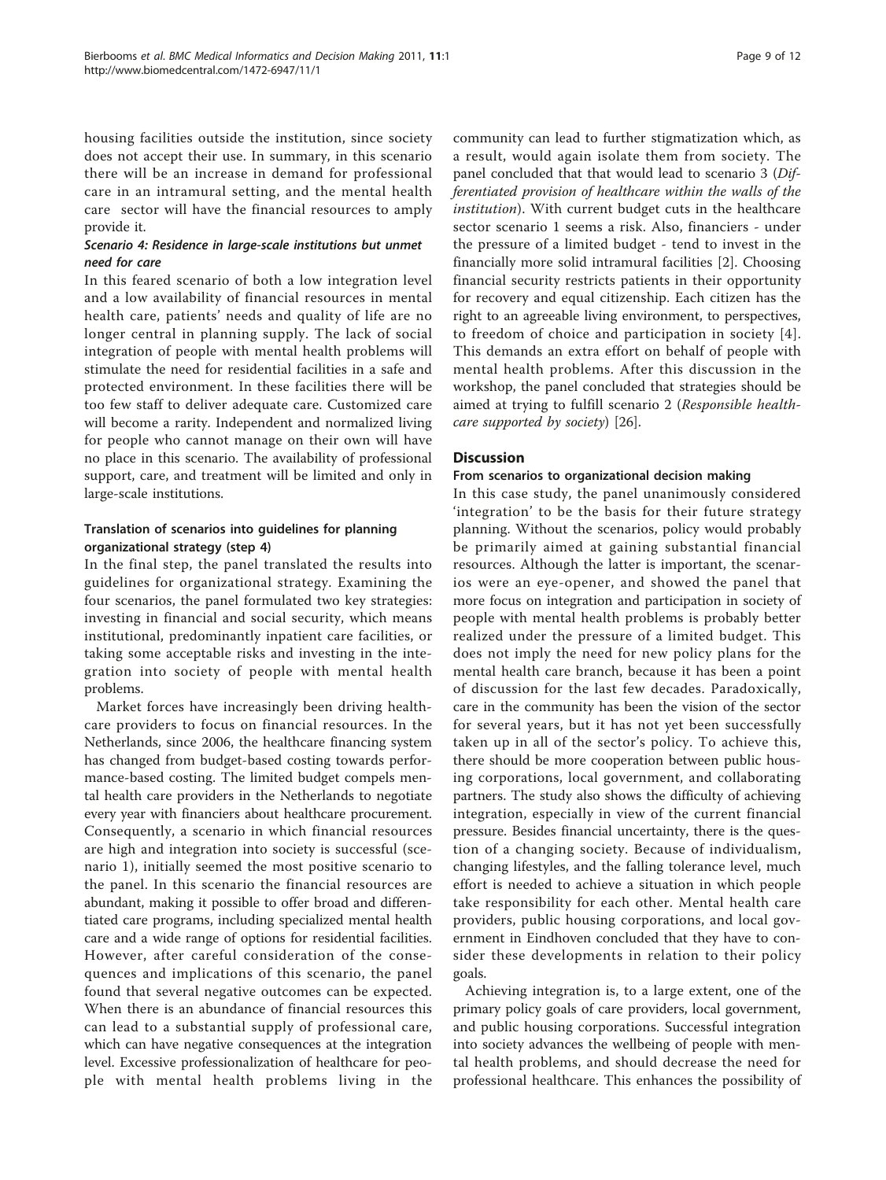housing facilities outside the institution, since society does not accept their use. In summary, in this scenario there will be an increase in demand for professional care in an intramural setting, and the mental health care sector will have the financial resources to amply provide it.

#### Scenario 4: Residence in large-scale institutions but unmet need for care

In this feared scenario of both a low integration level and a low availability of financial resources in mental health care, patients' needs and quality of life are no longer central in planning supply. The lack of social integration of people with mental health problems will stimulate the need for residential facilities in a safe and protected environment. In these facilities there will be too few staff to deliver adequate care. Customized care will become a rarity. Independent and normalized living for people who cannot manage on their own will have no place in this scenario. The availability of professional support, care, and treatment will be limited and only in large-scale institutions.

### Translation of scenarios into guidelines for planning organizational strategy (step 4)

In the final step, the panel translated the results into guidelines for organizational strategy. Examining the four scenarios, the panel formulated two key strategies: investing in financial and social security, which means institutional, predominantly inpatient care facilities, or taking some acceptable risks and investing in the integration into society of people with mental health problems.

Market forces have increasingly been driving healthcare providers to focus on financial resources. In the Netherlands, since 2006, the healthcare financing system has changed from budget-based costing towards performance-based costing. The limited budget compels mental health care providers in the Netherlands to negotiate every year with financiers about healthcare procurement. Consequently, a scenario in which financial resources are high and integration into society is successful (scenario 1), initially seemed the most positive scenario to the panel. In this scenario the financial resources are abundant, making it possible to offer broad and differentiated care programs, including specialized mental health care and a wide range of options for residential facilities. However, after careful consideration of the consequences and implications of this scenario, the panel found that several negative outcomes can be expected. When there is an abundance of financial resources this can lead to a substantial supply of professional care, which can have negative consequences at the integration level. Excessive professionalization of healthcare for people with mental health problems living in the community can lead to further stigmatization which, as a result, would again isolate them from society. The panel concluded that that would lead to scenario 3 (*Differentiated provision of healthcare within the walls of the institution*). With current budget cuts in the healthcare sector scenario 1 seems a risk. Also, financiers - under the pressure of a limited budget - tend to invest in the financially more solid intramural facilities [2]. Choosing financial security restricts patients in their opportunity for recovery and equal citizenship. Each citizen has the right to an agreeable living environment, to perspectives, to freedom of choice and participation in society [4]. This demands an extra effort on behalf of people with mental health problems. After this discussion in the workshop, the panel concluded that strategies should be aimed at trying to fulfill scenario 2 (*Responsible healthcare supported by society*) [26].

## Discussion

### From scenarios to organizational decision making

In this case study, the panel unanimously considered 'integration' to be the basis for their future strategy planning. Without the scenarios, policy would probably be primarily aimed at gaining substantial financial resources. Although the latter is important, the scenarios were an eye-opener, and showed the panel that more focus on integration and participation in society of people with mental health problems is probably better realized under the pressure of a limited budget. This does not imply the need for new policy plans for the mental health care branch, because it has been a point of discussion for the last few decades. Paradoxically, care in the community has been the vision of the sector for several years, but it has not yet been successfully taken up in all of the sector's policy. To achieve this, there should be more cooperation between public housing corporations, local government, and collaborating partners. The study also shows the difficulty of achieving integration, especially in view of the current financial pressure. Besides financial uncertainty, there is the question of a changing society. Because of individualism, changing lifestyles, and the falling tolerance level, much effort is needed to achieve a situation in which people take responsibility for each other. Mental health care providers, public housing corporations, and local government in Eindhoven concluded that they have to consider these developments in relation to their policy goals.

Achieving integration is, to a large extent, one of the primary policy goals of care providers, local government, and public housing corporations. Successful integration into society advances the wellbeing of people with mental health problems, and should decrease the need for professional healthcare. This enhances the possibility of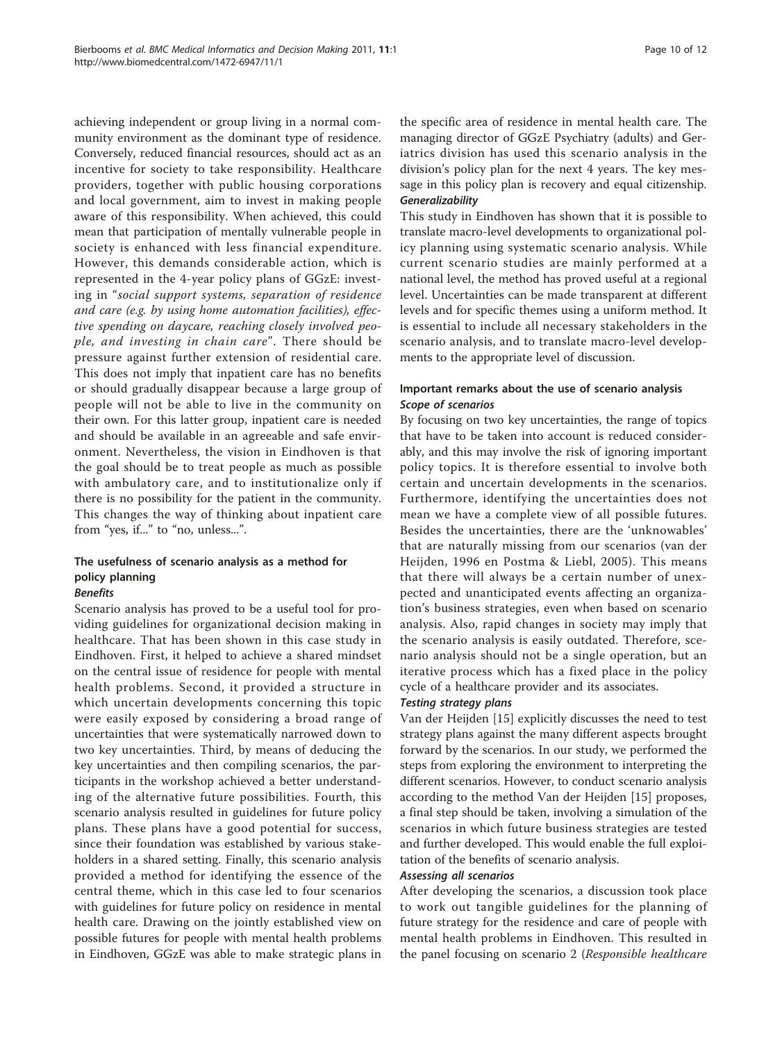achieving independent or group living in a normal community environment as the dominant type of residence. Conversely, reduced financial resources, should act as an incentive for society to take responsibility. Healthcare providers, together with public housing corporations and local government, aim to invest in making people aware of this responsibility. When achieved, this could mean that participation of mentally vulnerable people in society is enhanced with less financial expenditure. However, this demands considerable action, which is represented in the 4-year policy plans of GGzE: investing in "*social support systems, separation of residence and care (e.g. by using home automation facilities), effective spending on daycare, reaching closely involved people, and investing in chain care*". There should be pressure against further extension of residential care. This does not imply that inpatient care has no benefits or should gradually disappear because a large group of people will not be able to live in the community on their own. For this latter group, inpatient care is needed and should be available in an agreeable and safe environment. Nevertheless, the vision in Eindhoven is that the goal should be to treat people as much as possible with ambulatory care, and to institutionalize only if there is no possibility for the patient in the community. This changes the way of thinking about inpatient care from "yes, if..." to "no, unless...".

## The usefulness of scenario analysis as a method for policy planning

### *Benefits*

Scenario analysis has proved to be a useful tool for providing guidelines for organizational decision making in healthcare. That has been shown in this case study in Eindhoven. First, it helped to achieve a shared mindset on the central issue of residence for people with mental health problems. Second, it provided a structure in which uncertain developments concerning this topic were easily exposed by considering a broad range of uncertainties that were systematically narrowed down to two key uncertainties. Third, by means of deducing the key uncertainties and then compiling scenarios, the participants in the workshop achieved a better understanding of the alternative future possibilities. Fourth, this scenario analysis resulted in guidelines for future policy plans. These plans have a good potential for success, since their foundation was established by various stakeholders in a shared setting. Finally, this scenario analysis provided a method for identifying the essence of the central theme, which in this case led to four scenarios with guidelines for future policy on residence in mental health care. Drawing on the jointly established view on possible futures for people with mental health problems in Eindhoven, GGzE was able to make strategic plans in the specific area of residence in mental health care. The managing director of GGzE Psychiatry (adults) and Geriatrics division has used this scenario analysis in the division's policy plan for the next 4 years. The key message in this policy plan is recovery and equal citizenship.

### *Generalizability*

This study in Eindhoven has shown that it is possible to translate macro-level developments to organizational policy planning using systematic scenario analysis. While current scenario studies are mainly performed at a national level, the method has proved useful at a regional level. Uncertainties can be made transparent at different levels and for specific themes using a uniform method. It is essential to include all necessary stakeholders in the scenario analysis, and to translate macro-level developments to the appropriate level of discussion.

## Important remarks about the use of scenario analysis

### *Scope of scenarios*

By focusing on two key uncertainties, the range of topics that have to be taken into account is reduced considerably, and this may involve the risk of ignoring important policy topics. It is therefore essential to involve both certain and uncertain developments in the scenarios. Furthermore, identifying the uncertainties does not mean we have a complete view of all possible futures. Besides the uncertainties, there are the 'unknowables' that are naturally missing from our scenarios (van der Heijden, 1996 en Postma & Liebl, 2005). This means that there will always be a certain number of unexpected and unanticipated events affecting an organization's business strategies, even when based on scenario analysis. Also, rapid changes in society may imply that the scenario analysis is easily outdated. Therefore, scenario analysis should not be a single operation, but an iterative process which has a fixed place in the policy cycle of a healthcare provider and its associates.

### *Testing strategy plans*

Van der Heijden [15] explicitly discusses the need to test strategy plans against the many different aspects brought forward by the scenarios. In our study, we performed the steps from exploring the environment to interpreting the different scenarios. However, to conduct scenario analysis according to the method Van der Heijden [15] proposes, a final step should be taken, involving a simulation of the scenarios in which future business strategies are tested and further developed. This would enable the full exploitation of the benefits of scenario analysis.

### *Assessing all scenarios*

After developing the scenarios, a discussion took place to work out tangible guidelines for the planning of future strategy for the residence and care of people with mental health problems in Eindhoven. This resulted in the panel focusing on scenario 2 (*Responsible healthcare*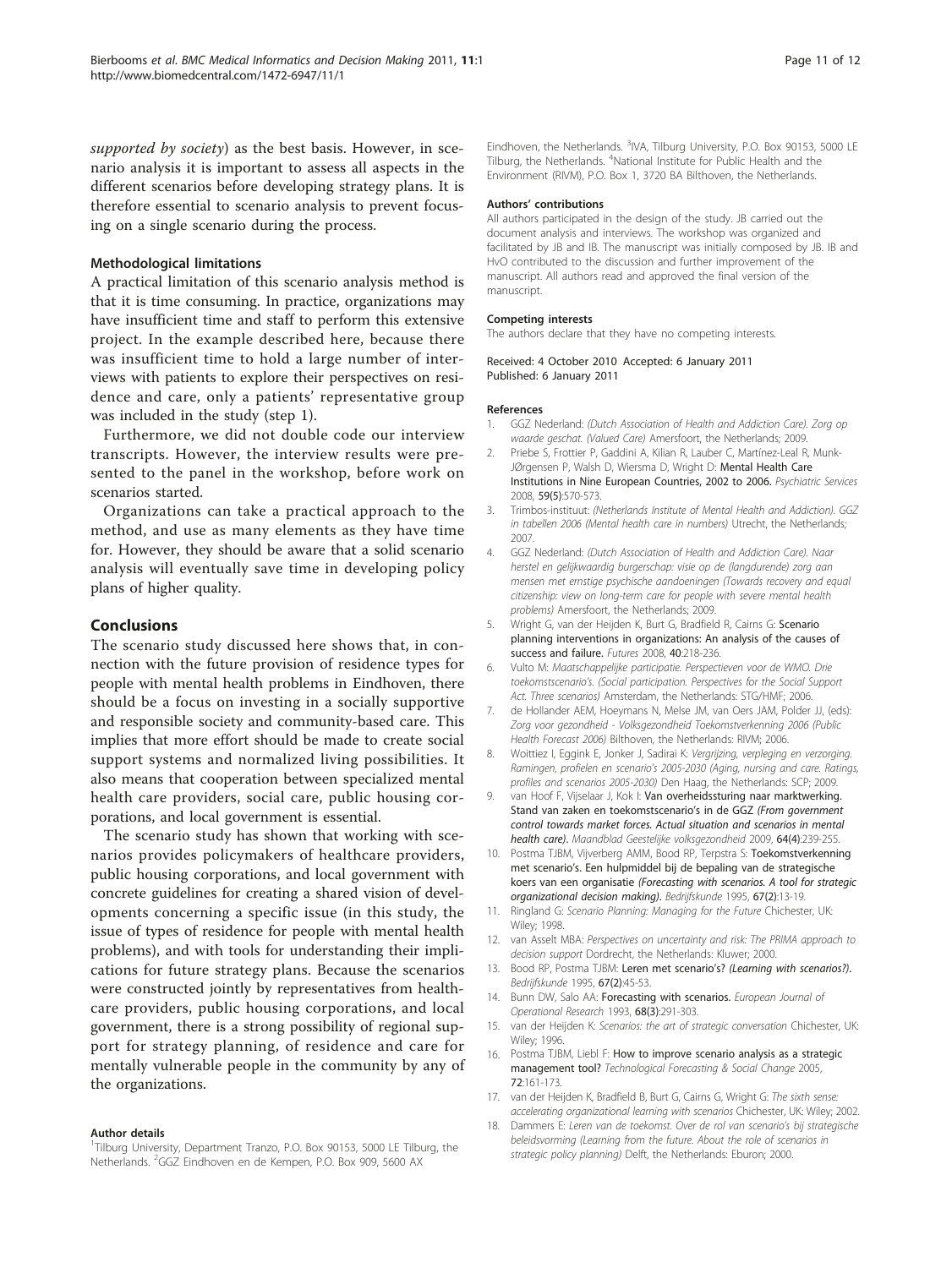*supported by society*) as the best basis. However, in scenario analysis it is important to assess all aspects in the different scenarios before developing strategy plans. It is therefore essential to scenario analysis to prevent focusing on a single scenario during the process.

### Methodological limitations

A practical limitation of this scenario analysis method is that it is time consuming. In practice, organizations may have insufficient time and staff to perform this extensive project. In the example described here, because there was insufficient time to hold a large number of interviews with patients to explore their perspectives on residence and care, only a patients' representative group was included in the study (step 1).

Furthermore, we did not double code our interview transcripts. However, the interview results were presented to the panel in the workshop, before work on scenarios started.

Organizations can take a practical approach to the method, and use as many elements as they have time for. However, they should be aware that a solid scenario analysis will eventually save time in developing policy plans of higher quality.

## Conclusions

The scenario study discussed here shows that, in connection with the future provision of residence types for people with mental health problems in Eindhoven, there should be a focus on investing in a socially supportive and responsible society and community-based care. This implies that more effort should be made to create social support systems and normalized living possibilities. It also means that cooperation between specialized mental health care providers, social care, public housing corporations, and local government is essential.

The scenario study has shown that working with scenarios provides policymakers of healthcare providers, public housing corporations, and local government with concrete guidelines for creating a shared vision of developments concerning a specific issue (in this study, the issue of types of residence for people with mental health problems), and with tools for understanding their implications for future strategy plans. Because the scenarios were constructed jointly by representatives from healthcare providers, public housing corporations, and local government, there is a strong possibility of regional support for strategy planning, of residence and care for mentally vulnerable people in the community by any of the organizations.

#### Author details

[1]Tilburg University, Department Tranzo, P.O. Box 90153, 5000 LE Tilburg, the Netherlands. [2]GGZ Eindhoven en de Kempen, P.O. Box 909, 5600 AX Eindhoven, the Netherlands. [3]IVA, Tilburg University, P.O. Box 90153, 5000 LE Tilburg, the Netherlands. [4]National Institute for Public Health and the Environment (RIVM), P.O. Box 1, 3720 BA Bilthoven, the Netherlands.

#### Authors' contributions

All authors participated in the design of the study. JB carried out the document analysis and interviews. The workshop was organized and facilitated by JB and IB. The manuscript was initially composed by JB. IB and HvO contributed to the discussion and further improvement of the manuscript. All authors read and approved the final version of the manuscript.

#### Competing interests

The authors declare that they have no competing interests.

Received: 4 October 2010 Accepted: 6 January 2011
Published: 6 January 2011

#### References

1. GGZ Nederland: *(Dutch Association of Health and Addiction Care). Zorg op waarde geschat. (Valued Care)* Amersfoort, the Netherlands; 2009.
2. Priebe S, Frottier P, Gaddini A, Kilian R, Lauber C, Martínez-Leal R, Munk-JØrgensen P, Walsh D, Wiersma D, Wright D: **Mental Health Care Institutions in Nine European Countries, 2002 to 2006.** *Psychiatric Services* 2008, **59(5)**:570-573.
3. Trimbos-instituut: *(Netherlands Institute of Mental Health and Addiction). GGZ in tabellen 2006 (Mental health care in numbers)* Utrecht, the Netherlands; 2007.
4. GGZ Nederland: *(Dutch Association of Health and Addiction Care). Naar herstel en gelijkwaardig burgerschap: visie op de (langdurende) zorg aan mensen met ernstige psychische aandoeningen (Towards recovery and equal citizenship: view on long-term care for people with severe mental health problems)* Amersfoort, the Netherlands; 2009.
5. Wright G, van der Heijden K, Burt G, Bradfield R, Cairns G: **Scenario planning interventions in organizations: An analysis of the causes of success and failure.** *Futures* 2008, **40**:218-236.
6. Vulto M: *Maatschappelijke participatie. Perspectieven voor de WMO. Drie toekomstscenario's. (Social participation. Perspectives for the Social Support Act. Three scenarios)* Amsterdam, the Netherlands: STG/HMF; 2006.
7. de Hollander AEM, Hoeymans N, Melse JM, van Oers JAM, Polder JJ, (eds): *Zorg voor gezondheid - Volksgezondheid Toekomstverkenning 2006 (Public Health Forecast 2006)* Bilthoven, the Netherlands: RIVM; 2006.
8. Woittiez I, Eggink E, Jonker J, Sadirai K: *Vergrijzing, verpleging en verzorging. Ramingen, profielen en scenario's 2005-2030 (Aging, nursing and care. Ratings, profiles and scenarios 2005-2030)* Den Haag, the Netherlands: SCP; 2009.
9. van Hoof F, Vijselaar J, Kok I: **Van overheidssturing naar marktwerking. Stand van zaken en toekomstscenario's in de GGZ** *(From government control towards market forces. Actual situation and scenarios in mental health care)*. *Maandblad Geestelijke volksgezondheid* 2009, **64(4)**:239-255.
10. Postma TJBM, Vijverberg AMM, Bood RP, Terpstra S: **Toekomstverkenning met scenario's. Een hulpmiddel bij de bepaling van de strategische koers van een organisatie** *(Forecasting with scenarios. A tool for strategic organizational decision making)*. *Bedrijfskunde* 1995, **67(2)**:13-19.
11. Ringland G: *Scenario Planning: Managing for the Future* Chichester, UK: Wiley; 1998.
12. van Asselt MBA: *Perspectives on uncertainty and risk: The PRIMA approach to decision support* Dordrecht, the Netherlands: Kluwer; 2000.
13. Bood RP, Postma TJBM: **Leren met scenario's?** *(Learning with scenarios?)*. *Bedrijfskunde* 1995, **67(2)**:45-53.
14. Bunn DW, Salo AA: **Forecasting with scenarios.** *European Journal of Operational Research* 1993, **68(3)**:291-303.
15. van der Heijden K: *Scenarios: the art of strategic conversation* Chichester, UK: Wiley; 1996.
16. Postma TJBM, Liebl F: **How to improve scenario analysis as a strategic management tool?** *Technological Forecasting & Social Change* 2005, **72**:161-173.
17. van der Heijden K, Bradfield B, Burt G, Cairns G, Wright G: *The sixth sense: accelerating organizational learning with scenarios* Chichester, UK: Wiley; 2002.
18. Dammers E: *Leren van de toekomst. Over de rol van scenario's bij strategische beleidsvorming (Learning from the future. About the role of scenarios in strategic policy planning)* Delft, the Netherlands: Eburon; 2000.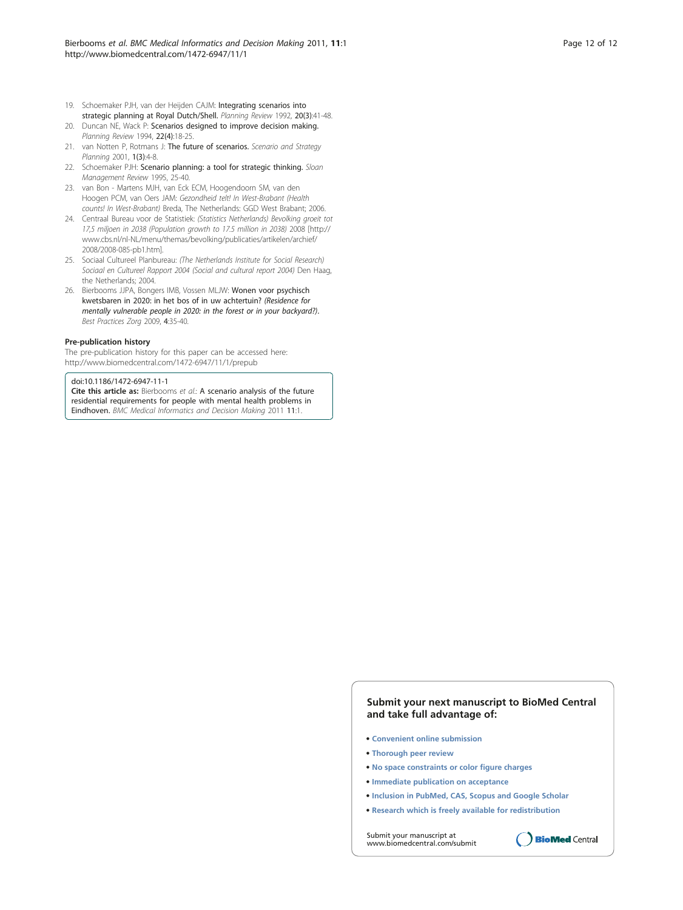19. Schoemaker PJH, van der Heijden CAJM: **Integrating scenarios into strategic planning at Royal Dutch/Shell.** *Planning Review* 1992, **20(3)**:41-48.
20. Duncan NE, Wack P: **Scenarios designed to improve decision making.** *Planning Review* 1994, **22(4)**:18-25.
21. van Notten P, Rotmans J: **The future of scenarios.** *Scenario and Strategy Planning* 2001, **1(3)**:4-8.
22. Schoemaker PJH: **Scenario planning: a tool for strategic thinking.** *Sloan Management Review* 1995, 25-40.
23. van Bon - Martens MJH, van Eck ECM, Hoogendoorn SM, van den Hoogen PCM, van Oers JAM: *Gezondheid telt! In West-Brabant (Health counts! In West-Brabant)* Breda, The Netherlands: GGD West Brabant; 2006.
24. Centraal Bureau voor de Statistiek: *(Statistics Netherlands) Bevolking groeit tot 17,5 miljoen in 2038 (Population growth to 17.5 million in 2038)* 2008 [http://www.cbs.nl/nl-NL/menu/themas/bevolking/publicaties/artikelen/archief/2008/2008-085-pb1.htm].
25. Sociaal Cultureel Planbureau: *(The Netherlands Institute for Social Research) Sociaal en Cultureel Rapport 2004 (Social and cultural report 2004)* Den Haag, the Netherlands; 2004.
26. Bierbooms JJPA, Bongers IMB, Vossen MLJW: **Wonen voor psychisch kwetsbaren in 2020: in het bos of in uw achtertuin?** ***(Residence for mentally vulnerable people in 2020: in the forest or in your backyard?).*** *Best Practices Zorg* 2009, **4**:35-40.

### Pre-publication history

The pre-publication history for this paper can be accessed here:
http://www.biomedcentral.com/1472-6947/11/1/prepub

doi:10.1186/1472-6947-11-1

**Cite this article as:** Bierbooms *et al.*: **A scenario analysis of the future residential requirements for people with mental health problems in Eindhoven.** *BMC Medical Informatics and Decision Making* 2011 **11**:1.

**Submit your next manuscript to BioMed Central and take full advantage of:**

- **Convenient online submission**
- **Thorough peer review**
- **No space constraints or color figure charges**
- **Immediate publication on acceptance**
- **Inclusion in PubMed, CAS, Scopus and Google Scholar**
- **Research which is freely available for redistribution**

Submit your manuscript at
www.biomedcentral.com/submit

BioMed Central